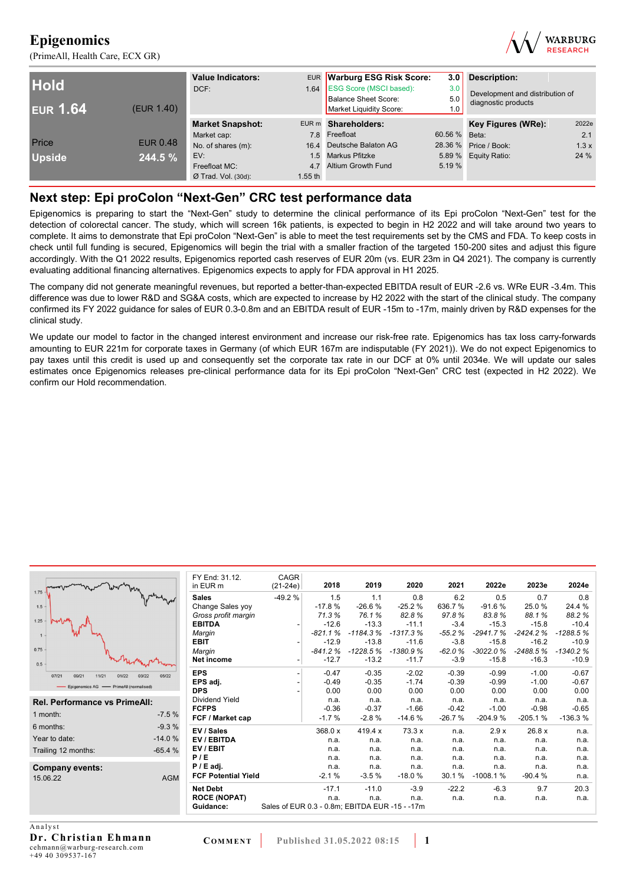# Epigenomics

(PrimeAll, Health Care, ECX GR)

| | |
|---|---|
| **Hold** | |
| **EUR 1.64** | (EUR 1.40) |
| Price | EUR 0.48 |
| **Upside** | **244.5 %** |

| Value Indicators: | EUR |
|---|---|
| DCF: | 1.64 |

| Warburg ESG Risk Score: | 3.0 |
|---|---|
| ESG Score (MSCI based): | 3.0 |
| Balance Sheet Score: | 5.0 |
| Market Liquidity Score: | 1.0 |

**Description:**

Development and distribution of diagnostic products

| Market Snapshot: | EUR m |
|---|---|
| Market cap: | 7.8 |
| No. of shares (m): | 16.4 |
| EV: | 1.5 |
| Freefloat MC: | 4.7 |
| Ø Trad. Vol. (30d): | 1.55 th |

| Shareholders: | |
|---|---|
| Freefloat | 60.56 % |
| Deutsche Balaton AG | 28.36 % |
| Markus Pfitzke | 5.89 % |
| Altium Growth Fund | 5.19 % |

| Key Figures (WRe): | 2022e |
|---|---|
| Beta: | 2.1 |
| Price / Book: | 1.3 x |
| Equity Ratio: | 24 % |

## Next step: Epi proColon "Next-Gen" CRC test performance data

Epigenomics is preparing to start the "Next-Gen" study to determine the clinical performance of its Epi proColon "Next-Gen" test for the detection of colorectal cancer. The study, which will screen 16k patients, is expected to begin in H2 2022 and will take around two years to complete. It aims to demonstrate that Epi proColon "Next-Gen" is able to meet the test requirements set by the CMS and FDA. To keep costs in check until full funding is secured, Epigenomics will begin the trial with a smaller fraction of the targeted 150-200 sites and adjust this figure accordingly. With the Q1 2022 results, Epigenomics reported cash reserves of EUR 20m (vs. EUR 23m in Q4 2021). The company is currently evaluating additional financing alternatives. Epigenomics expects to apply for FDA approval in H1 2025.

The company did not generate meaningful revenues, but reported a better-than-expected EBITDA result of EUR -2.6 vs. WRe EUR -3.4m. This difference was due to lower R&D and SG&A costs, which are expected to increase by H2 2022 with the start of the clinical study. The company confirmed its FY 2022 guidance for sales of EUR 0.3-0.8m and an EBITDA result of EUR -15m to -17m, mainly driven by R&D expenses for the clinical study.

We update our model to factor in the changed interest environment and increase our risk-free rate. Epigenomics has tax loss carry-forwards amounting to EUR 221m for corporate taxes in Germany (of which EUR 167m are indisputable (FY 2021)). We do not expect Epigenomics to pay taxes until this credit is used up and consequently set the corporate tax rate in our DCF at 0% until 2034e. We will update our sales estimates once Epigenomics releases pre-clinical performance data for its Epi proColon "Next-Gen" CRC test (expected in H2 2022). We confirm our Hold recommendation.

— Epigenomics AG — PrimeAll (normalised)

| Rel. Performance vs PrimeAll: | |
|---|---|
| 1 month: | -7.5 % |
| 6 months: | -9.3 % |
| Year to date: | -14.0 % |
| Trailing 12 months: | -65.4 % |

| Company events: | |
|---|---|
| 15.06.22 | AGM |

| FY End: 31.12. in EUR m | CAGR (21-24e) | 2018 | 2019 | 2020 | 2021 | 2022e | 2023e | 2024e |
|---|---|---|---|---|---|---|---|---|
| **Sales** | -49.2 % | 1.5 | 1.1 | 0.8 | 6.2 | 0.5 | 0.7 | 0.8 |
| Change Sales yoy | | -17.8 % | -26.6 % | -25.2 % | 636.7 % | -91.6 % | 25.0 % | 24.4 % |
| *Gross profit margin* | | *71.3 %* | *76.1 %* | *82.8 %* | *97.8 %* | *83.8 %* | *88.1 %* | *88.2 %* |
| **EBITDA** | - | -12.6 | -13.3 | -11.1 | -3.4 | -15.3 | -15.8 | -10.4 |
| *Margin* | | *-821.1 %* | *-1184.3 %* | *-1317.3 %* | *-55.2 %* | *-2941.7 %* | *-2424.2 %* | *-1288.5 %* |
| **EBIT** | - | -12.9 | -13.8 | -11.6 | -3.8 | -15.8 | -16.2 | -10.9 |
| *Margin* | | *-841.2 %* | *-1228.5 %* | *-1380.9 %* | *-62.0 %* | *-3022.0 %* | *-2488.5 %* | *-1340.2 %* |
| **Net income** | - | -12.7 | -13.2 | -11.7 | -3.9 | -15.8 | -16.3 | -10.9 |
| **EPS** | - | -0.47 | -0.35 | -2.02 | -0.39 | -0.99 | -1.00 | -0.67 |
| **EPS adj.** | - | -0.49 | -0.35 | -1.74 | -0.39 | -0.99 | -1.00 | -0.67 |
| **DPS** | - | 0.00 | 0.00 | 0.00 | 0.00 | 0.00 | 0.00 | 0.00 |
| Dividend Yield | | n.a. | n.a. | n.a. | n.a. | n.a. | n.a. | n.a. |
| **FCFPS** | | -0.36 | -0.37 | -1.66 | -0.42 | -1.00 | -0.98 | -0.65 |
| **FCF / Market cap** | | -1.7 % | -2.8 % | -14.6 % | -26.7 % | -204.9 % | -205.1 % | -136.3 % |
| **EV / Sales** | | 368.0 x | 419.4 x | 73.3 x | n.a. | 2.9 x | 26.8 x | n.a. |
| **EV / EBITDA** | | n.a. | n.a. | n.a. | n.a. | n.a. | n.a. | n.a. |
| **EV / EBIT** | | n.a. | n.a. | n.a. | n.a. | n.a. | n.a. | n.a. |
| **P / E** | | n.a. | n.a. | n.a. | n.a. | n.a. | n.a. | n.a. |
| **P / E adj.** | | n.a. | n.a. | n.a. | n.a. | n.a. | n.a. | n.a. |
| **FCF Potential Yield** | | -2.1 % | -3.5 % | -18.0 % | 30.1 % | -1008.1 % | -90.4 % | n.a. |
| **Net Debt** | | -17.1 | -11.0 | -3.9 | -22.2 | -6.3 | 9.7 | 20.3 |
| **ROCE (NOPAT)** | | n.a. | n.a. | n.a. | n.a. | n.a. | n.a. | n.a. |
| **Guidance:** | Sales of EUR 0.3 - 0.8m; EBITDA EUR -15 - -17m | | | | | | | |

Analyst
**Dr. Christian Ehmann**
cehmann@warburg-research.com
+49 40 309537-167

COMMENT | Published 31.05.2022 08:15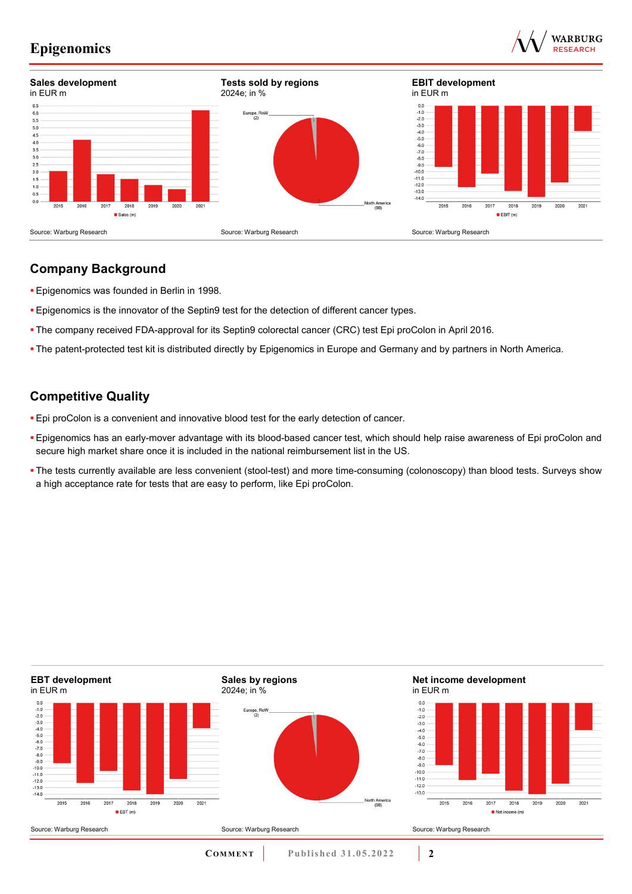**Sales development**
in EUR m

Source: Warburg Research

**Tests sold by regions**
2024e; in %

Source: Warburg Research

**EBIT development**
in EUR m

Source: Warburg Research

## Company Background

- Epigenomics was founded in Berlin in 1998.
- Epigenomics is the innovator of the Septin9 test for the detection of different cancer types.
- The company received FDA-approval for its Septin9 colorectal cancer (CRC) test Epi proColon in April 2016.
- The patent-protected test kit is distributed directly by Epigenomics in Europe and Germany and by partners in North America.

## Competitive Quality

- Epi proColon is a convenient and innovative blood test for the early detection of cancer.
- Epigenomics has an early-mover advantage with its blood-based cancer test, which should help raise awareness of Epi proColon and secure high market share once it is included in the national reimbursement list in the US.
- The tests currently available are less convenient (stool-test) and more time-consuming (colonoscopy) than blood tests. Surveys show a high acceptance rate for tests that are easy to perform, like Epi proColon.

**EBT development**
in EUR m

Source: Warburg Research

**Sales by regions**
2024e; in %

Source: Warburg Research

**Net income development**
in EUR m

Source: Warburg Research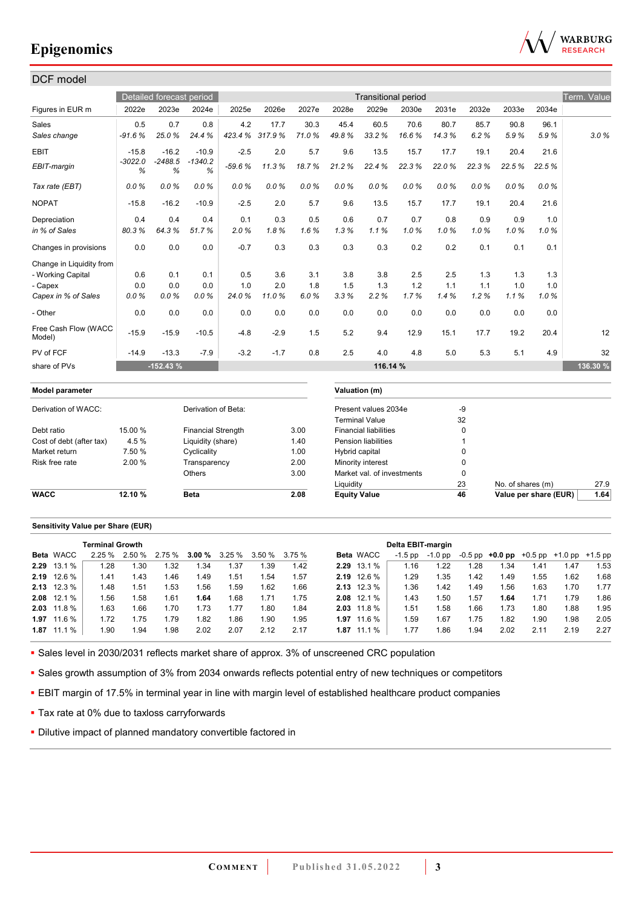## DCF model

| Figures in EUR m | Detailed forecast period | | | Transitional period | | | | | | | | | | Term. Value |
|---|---|---|---|---|---|---|---|---|---|---|---|---|---|---|
| | 2022e | 2023e | 2024e | 2025e | 2026e | 2027e | 2028e | 2029e | 2030e | 2031e | 2032e | 2033e | 2034e | |
| Sales | 0.5 | 0.7 | 0.8 | 4.2 | 17.7 | 30.3 | 45.4 | 60.5 | 70.6 | 80.7 | 85.7 | 90.8 | 96.1 | |
| *Sales change* | *-91.6 %* | *25.0 %* | *24.4 %* | *423.4 %* | *317.9 %* | *71.0 %* | *49.8 %* | *33.2 %* | *16.6 %* | *14.3 %* | *6.2 %* | *5.9 %* | *5.9 %* | *3.0 %* |
| EBIT | -15.8 | -16.2 | -10.9 | -2.5 | 2.0 | 5.7 | 9.6 | 13.5 | 15.7 | 17.7 | 19.1 | 20.4 | 21.6 | |
| *EBIT-margin* | *-3022.0 %* | *-2488.5 %* | *-1340.2 %* | *-59.6 %* | *11.3 %* | *18.7 %* | *21.2 %* | *22.4 %* | *22.3 %* | *22.0 %* | *22.3 %* | *22.5 %* | *22.5 %* | |
| *Tax rate (EBT)* | *0.0 %* | *0.0 %* | *0.0 %* | *0.0 %* | *0.0 %* | *0.0 %* | *0.0 %* | *0.0 %* | *0.0 %* | *0.0 %* | *0.0 %* | *0.0 %* | *0.0 %* | |
| NOPAT | -15.8 | -16.2 | -10.9 | -2.5 | 2.0 | 5.7 | 9.6 | 13.5 | 15.7 | 17.7 | 19.1 | 20.4 | 21.6 | |
| Depreciation | 0.4 | 0.4 | 0.4 | 0.1 | 0.3 | 0.5 | 0.6 | 0.7 | 0.7 | 0.8 | 0.9 | 0.9 | 1.0 | |
| *in % of Sales* | *80.3 %* | *64.3 %* | *51.7 %* | *2.0 %* | *1.8 %* | *1.6 %* | *1.3 %* | *1.1 %* | *1.0 %* | *1.0 %* | *1.0 %* | *1.0 %* | *1.0 %* | |
| Changes in provisions | 0.0 | 0.0 | 0.0 | -0.7 | 0.3 | 0.3 | 0.3 | 0.3 | 0.2 | 0.2 | 0.1 | 0.1 | 0.1 | |
| Change in Liquidity from | | | | | | | | | | | | | | |
| - Working Capital | 0.6 | 0.1 | 0.1 | 0.5 | 3.6 | 3.1 | 3.8 | 3.8 | 2.5 | 2.5 | 1.3 | 1.3 | 1.3 | |
| - Capex | 0.0 | 0.0 | 0.0 | 1.0 | 2.0 | 1.8 | 1.5 | 1.3 | 1.2 | 1.1 | 1.1 | 1.0 | 1.0 | |
| *Capex in % of Sales* | *0.0 %* | *0.0 %* | *0.0 %* | *24.0 %* | *11.0 %* | *6.0 %* | *3.3 %* | *2.2 %* | *1.7 %* | *1.4 %* | *1.2 %* | *1.1 %* | *1.0 %* | |
| - Other | 0.0 | 0.0 | 0.0 | 0.0 | 0.0 | 0.0 | 0.0 | 0.0 | 0.0 | 0.0 | 0.0 | 0.0 | 0.0 | |
| Free Cash Flow (WACC Model) | -15.9 | -15.9 | -10.5 | -4.8 | -2.9 | 1.5 | 5.2 | 9.4 | 12.9 | 15.1 | 17.7 | 19.2 | 20.4 | 12 |
| PV of FCF | -14.9 | -13.3 | -7.9 | -3.2 | -1.7 | 0.8 | 2.5 | 4.0 | 4.8 | 5.0 | 5.3 | 5.1 | 4.9 | 32 |
| share of PVs | -152.43 % | | | 116.14 % | | | | | | | | | | 136.30 % |

| Model parameter | | | |
|---|---|---|---|
| Derivation of WACC: | | Derivation of Beta: | |
| Debt ratio | 15.00 % | Financial Strength | 3.00 |
| Cost of debt (after tax) | 4.5 % | Liquidity (share) | 1.40 |
| Market return | 7.50 % | Cyclicality | 1.00 |
| Risk free rate | 2.00 % | Transparency | 2.00 |
| | | Others | 3.00 |
| **WACC** | **12.10 %** | **Beta** | **2.08** |

| Valuation (m) | | | |
|---|---|---|---|
| Present values 2034e | -9 | | |
| Terminal Value | 32 | | |
| Financial liabilities | 0 | | |
| Pension liabilities | 1 | | |
| Hybrid capital | 0 | | |
| Minority interest | 0 | | |
| Market val. of investments | 0 | | |
| Liquidity | 23 | No. of shares (m) | 27.9 |
| **Equity Value** | **46** | **Value per share (EUR)** | **1.64** |

### Sensitivity Value per Share (EUR)

| Beta | WACC | Terminal Growth 2.25 % | 2.50 % | 2.75 % | **3.00 %** | 3.25 % | 3.50 % | 3.75 % |
|---|---|---|---|---|---|---|---|---|
| **2.29** | 13.1 % | 1.28 | 1.30 | 1.32 | 1.34 | 1.37 | 1.39 | 1.42 |
| **2.19** | 12.6 % | 1.41 | 1.43 | 1.46 | 1.49 | 1.51 | 1.54 | 1.57 |
| **2.13** | 12.3 % | 1.48 | 1.51 | 1.53 | 1.56 | 1.59 | 1.62 | 1.66 |
| **2.08** | 12.1 % | 1.56 | 1.58 | 1.61 | **1.64** | 1.68 | 1.71 | 1.75 |
| **2.03** | 11.8 % | 1.63 | 1.66 | 1.70 | 1.73 | 1.77 | 1.80 | 1.84 |
| **1.97** | 11.6 % | 1.72 | 1.75 | 1.79 | 1.82 | 1.86 | 1.90 | 1.95 |
| **1.87** | 11.1 % | 1.90 | 1.94 | 1.98 | 2.02 | 2.07 | 2.12 | 2.17 |

| Beta | WACC | Delta EBIT-margin -1.5 pp | -1.0 pp | -0.5 pp | **+0.0 pp** | +0.5 pp | +1.0 pp | +1.5 pp |
|---|---|---|---|---|---|---|---|---|
| **2.29** | 13.1 % | 1.16 | 1.22 | 1.28 | 1.34 | 1.41 | 1.47 | 1.53 |
| **2.19** | 12.6 % | 1.29 | 1.35 | 1.42 | 1.49 | 1.55 | 1.62 | 1.68 |
| **2.13** | 12.3 % | 1.36 | 1.42 | 1.49 | 1.56 | 1.63 | 1.70 | 1.77 |
| **2.08** | 12.1 % | 1.43 | 1.50 | 1.57 | **1.64** | 1.71 | 1.79 | 1.86 |
| **2.03** | 11.8 % | 1.51 | 1.58 | 1.66 | 1.73 | 1.80 | 1.88 | 1.95 |
| **1.97** | 11.6 % | 1.59 | 1.67 | 1.75 | 1.82 | 1.90 | 1.98 | 2.05 |
| **1.87** | 11.1 % | 1.77 | 1.86 | 1.94 | 2.02 | 2.11 | 2.19 | 2.27 |

- Sales level in 2030/2031 reflects market share of approx. 3% of unscreened CRC population
- Sales growth assumption of 3% from 2034 onwards reflects potential entry of new techniques or competitors
- EBIT margin of 17.5% in terminal year in line with margin level of established healthcare product companies
- Tax rate at 0% due to taxloss carryforwards
- Dilutive impact of planned mandatory convertible factored in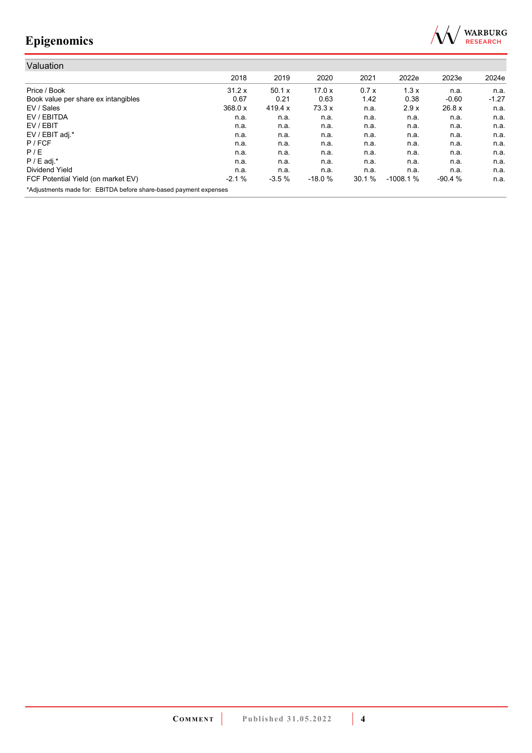## Valuation

| | 2018 | 2019 | 2020 | 2021 | 2022e | 2023e | 2024e |
|---|---|---|---|---|---|---|---|
| Price / Book | 31.2 x | 50.1 x | 17.0 x | 0.7 x | 1.3 x | n.a. | n.a. |
| Book value per share ex intangibles | 0.67 | 0.21 | 0.63 | 1.42 | 0.38 | -0.60 | -1.27 |
| EV / Sales | 368.0 x | 419.4 x | 73.3 x | n.a. | 2.9 x | 26.8 x | n.a. |
| EV / EBITDA | n.a. | n.a. | n.a. | n.a. | n.a. | n.a. | n.a. |
| EV / EBIT | n.a. | n.a. | n.a. | n.a. | n.a. | n.a. | n.a. |
| EV / EBIT adj.* | n.a. | n.a. | n.a. | n.a. | n.a. | n.a. | n.a. |
| P / FCF | n.a. | n.a. | n.a. | n.a. | n.a. | n.a. | n.a. |
| P / E | n.a. | n.a. | n.a. | n.a. | n.a. | n.a. | n.a. |
| P / E adj.* | n.a. | n.a. | n.a. | n.a. | n.a. | n.a. | n.a. |
| Dividend Yield | n.a. | n.a. | n.a. | n.a. | n.a. | n.a. | n.a. |
| FCF Potential Yield (on market EV) | -2.1 % | -3.5 % | -18.0 % | 30.1 % | -1008.1 % | -90.4 % | n.a. |

*Adjustments made for: EBITDA before share-based payment expenses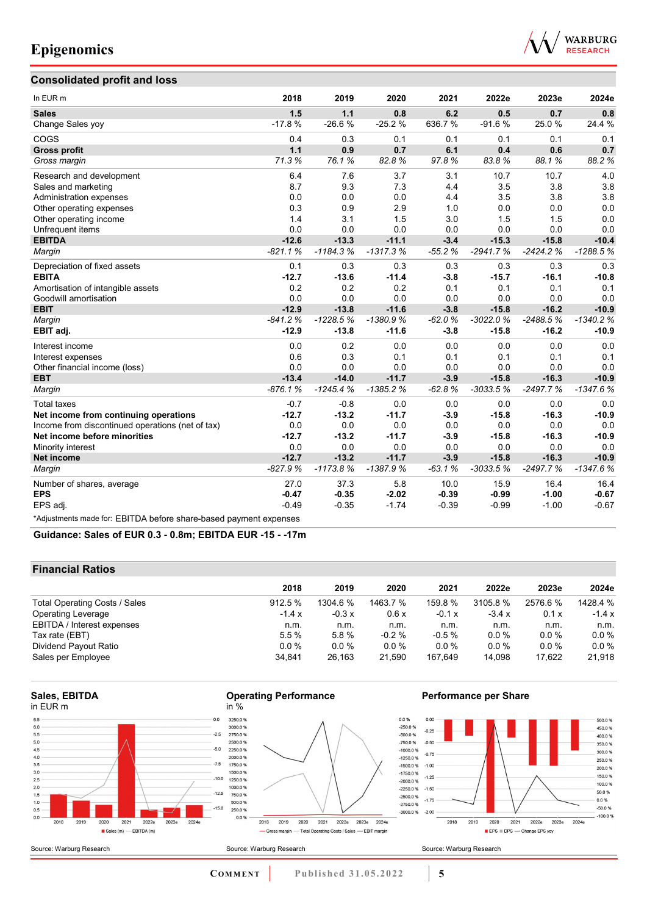## Consolidated profit and loss

| In EUR m | 2018 | 2019 | 2020 | 2021 | 2022e | 2023e | 2024e |
|---|---|---|---|---|---|---|---|
| **Sales** | **1.5** | **1.1** | **0.8** | **6.2** | **0.5** | **0.7** | **0.8** |
| Change Sales yoy | -17.8 % | -26.6 % | -25.2 % | 636.7 % | -91.6 % | 25.0 % | 24.4 % |
| COGS | 0.4 | 0.3 | 0.1 | 0.1 | 0.1 | 0.1 | 0.1 |
| **Gross profit** | **1.1** | **0.9** | **0.7** | **6.1** | **0.4** | **0.6** | **0.7** |
| *Gross margin* | *71.3 %* | *76.1 %* | *82.8 %* | *97.8 %* | *83.8 %* | *88.1 %* | *88.2 %* |
| Research and development | 6.4 | 7.6 | 3.7 | 3.1 | 10.7 | 10.7 | 4.0 |
| Sales and marketing | 8.7 | 9.3 | 7.3 | 4.4 | 3.5 | 3.8 | 3.8 |
| Administration expenses | 0.0 | 0.0 | 0.0 | 4.4 | 3.5 | 3.8 | 3.8 |
| Other operating expenses | 0.3 | 0.9 | 2.9 | 1.0 | 0.0 | 0.0 | 0.0 |
| Other operating income | 1.4 | 3.1 | 1.5 | 3.0 | 1.5 | 1.5 | 0.0 |
| Unfrequent items | 0.0 | 0.0 | 0.0 | 0.0 | 0.0 | 0.0 | 0.0 |
| **EBITDA** | **-12.6** | **-13.3** | **-11.1** | **-3.4** | **-15.3** | **-15.8** | **-10.4** |
| *Margin* | *-821.1 %* | *-1184.3 %* | *-1317.3 %* | *-55.2 %* | *-2941.7 %* | *-2424.2 %* | *-1288.5 %* |
| Depreciation of fixed assets | 0.1 | 0.3 | 0.3 | 0.3 | 0.3 | 0.3 | 0.3 |
| **EBITA** | **-12.7** | **-13.6** | **-11.4** | **-3.8** | **-15.7** | **-16.1** | **-10.8** |
| Amortisation of intangible assets | 0.2 | 0.2 | 0.2 | 0.1 | 0.1 | 0.1 | 0.1 |
| Goodwill amortisation | 0.0 | 0.0 | 0.0 | 0.0 | 0.0 | 0.0 | 0.0 |
| **EBIT** | **-12.9** | **-13.8** | **-11.6** | **-3.8** | **-15.8** | **-16.2** | **-10.9** |
| *Margin* | *-841.2 %* | *-1228.5 %* | *-1380.9 %* | *-62.0 %* | *-3022.0 %* | *-2488.5 %* | *-1340.2 %* |
| **EBIT adj.** | **-12.9** | **-13.8** | **-11.6** | **-3.8** | **-15.8** | **-16.2** | **-10.9** |
| Interest income | 0.0 | 0.2 | 0.0 | 0.0 | 0.0 | 0.0 | 0.0 |
| Interest expenses | 0.6 | 0.3 | 0.1 | 0.1 | 0.1 | 0.1 | 0.1 |
| Other financial income (loss) | 0.0 | 0.0 | 0.0 | 0.0 | 0.0 | 0.0 | 0.0 |
| **EBT** | **-13.4** | **-14.0** | **-11.7** | **-3.9** | **-15.8** | **-16.3** | **-10.9** |
| *Margin* | *-876.1 %* | *-1245.4 %* | *-1385.2 %* | *-62.8 %* | *-3033.5 %* | *-2497.7 %* | *-1347.6 %* |
| Total taxes | -0.7 | -0.8 | 0.0 | 0.0 | 0.0 | 0.0 | 0.0 |
| **Net income from continuing operations** | **-12.7** | **-13.2** | **-11.7** | **-3.9** | **-15.8** | **-16.3** | **-10.9** |
| Income from discontinued operations (net of tax) | 0.0 | 0.0 | 0.0 | 0.0 | 0.0 | 0.0 | 0.0 |
| **Net income before minorities** | **-12.7** | **-13.2** | **-11.7** | **-3.9** | **-15.8** | **-16.3** | **-10.9** |
| Minority interest | 0.0 | 0.0 | 0.0 | 0.0 | 0.0 | 0.0 | 0.0 |
| **Net income** | **-12.7** | **-13.2** | **-11.7** | **-3.9** | **-15.8** | **-16.3** | **-10.9** |
| *Margin* | *-827.9 %* | *-1173.8 %* | *-1387.9 %* | *-63.1 %* | *-3033.5 %* | *-2497.7 %* | *-1347.6 %* |
| Number of shares, average | 27.0 | 37.3 | 5.8 | 10.0 | 15.9 | 16.4 | 16.4 |
| **EPS** | **-0.47** | **-0.35** | **-2.02** | **-0.39** | **-0.99** | **-1.00** | **-0.67** |
| EPS adj. | -0.49 | -0.35 | -1.74 | -0.39 | -0.99 | -1.00 | -0.67 |

*Adjustments made for: EBITDA before share-based payment expenses

**Guidance: Sales of EUR 0.3 - 0.8m; EBITDA EUR -15 - -17m**

## Financial Ratios

| | 2018 | 2019 | 2020 | 2021 | 2022e | 2023e | 2024e |
|---|---|---|---|---|---|---|---|
| Total Operating Costs / Sales | 912.5 % | 1304.6 % | 1463.7 % | 159.8 % | 3105.8 % | 2576.6 % | 1428.4 % |
| Operating Leverage | -1.4 x | -0.3 x | 0.6 x | -0.1 x | -3.4 x | 0.1 x | -1.4 x |
| EBITDA / Interest expenses | n.m. | n.m. | n.m. | n.m. | n.m. | n.m. | n.m. |
| Tax rate (EBT) | 5.5 % | 5.8 % | -0.2 % | -0.5 % | 0.0 % | 0.0 % | 0.0 % |
| Dividend Payout Ratio | 0.0 % | 0.0 % | 0.0 % | 0.0 % | 0.0 % | 0.0 % | 0.0 % |
| Sales per Employee | 34,841 | 26,163 | 21,590 | 167,649 | 14,098 | 17,622 | 21,918 |

**Sales, EBITDA**
in EUR m

Source: Warburg Research

**Operating Performance**
in %

Source: Warburg Research

**Performance per Share**

Source: Warburg Research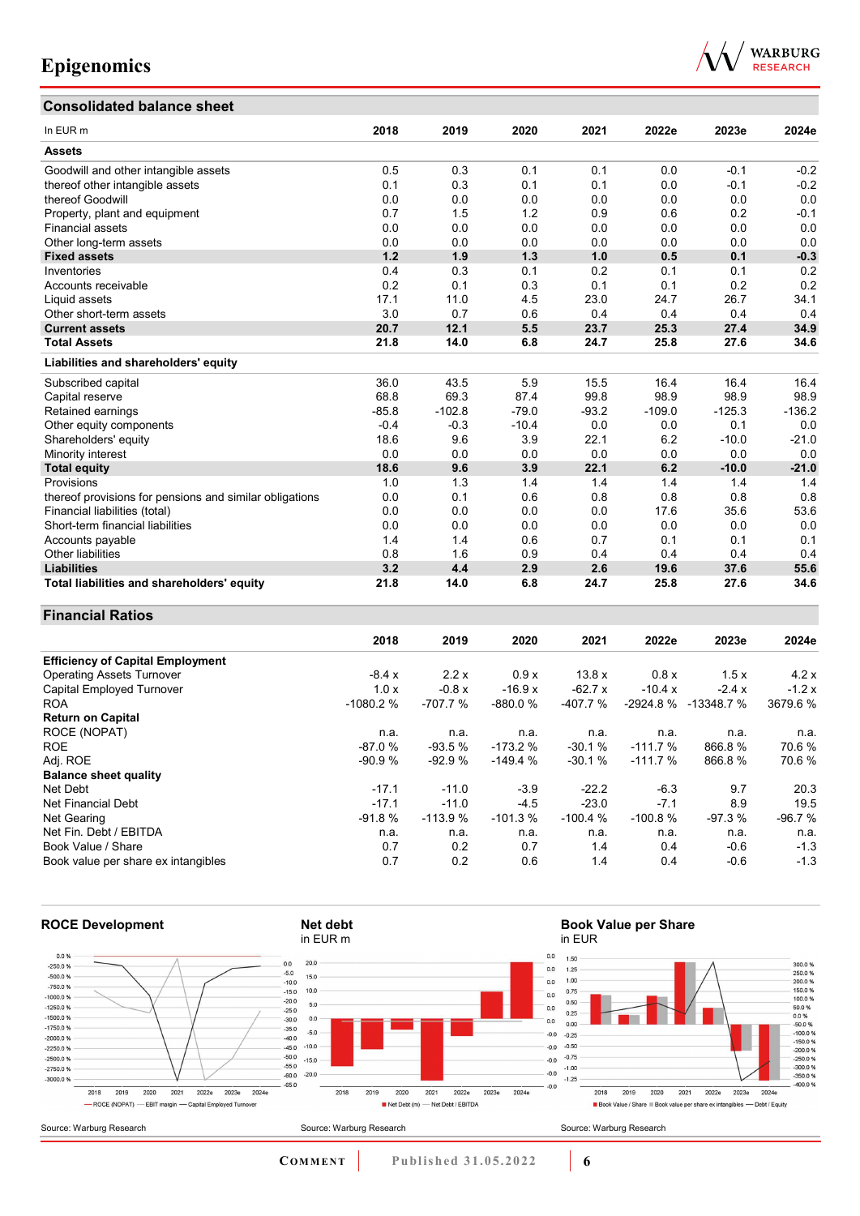## Consolidated balance sheet

| In EUR m | 2018 | 2019 | 2020 | 2021 | 2022e | 2023e | 2024e |
|---|---|---|---|---|---|---|---|
| **Assets** | | | | | | | |
| Goodwill and other intangible assets | 0.5 | 0.3 | 0.1 | 0.1 | 0.0 | -0.1 | -0.2 |
| thereof other intangible assets | 0.1 | 0.3 | 0.1 | 0.1 | 0.0 | -0.1 | -0.2 |
| thereof Goodwill | 0.0 | 0.0 | 0.0 | 0.0 | 0.0 | 0.0 | 0.0 |
| Property, plant and equipment | 0.7 | 1.5 | 1.2 | 0.9 | 0.6 | 0.2 | -0.1 |
| Financial assets | 0.0 | 0.0 | 0.0 | 0.0 | 0.0 | 0.0 | 0.0 |
| Other long-term assets | 0.0 | 0.0 | 0.0 | 0.0 | 0.0 | 0.0 | 0.0 |
| **Fixed assets** | **1.2** | **1.9** | **1.3** | **1.0** | **0.5** | **0.1** | **-0.3** |
| Inventories | 0.4 | 0.3 | 0.1 | 0.2 | 0.1 | 0.1 | 0.2 |
| Accounts receivable | 0.2 | 0.1 | 0.3 | 0.1 | 0.1 | 0.2 | 0.2 |
| Liquid assets | 17.1 | 11.0 | 4.5 | 23.0 | 24.7 | 26.7 | 34.1 |
| Other short-term assets | 3.0 | 0.7 | 0.6 | 0.4 | 0.4 | 0.4 | 0.4 |
| **Current assets** | **20.7** | **12.1** | **5.5** | **23.7** | **25.3** | **27.4** | **34.9** |
| **Total Assets** | **21.8** | **14.0** | **6.8** | **24.7** | **25.8** | **27.6** | **34.6** |
| **Liabilities and shareholders' equity** | | | | | | | |
| Subscribed capital | 36.0 | 43.5 | 5.9 | 15.5 | 16.4 | 16.4 | 16.4 |
| Capital reserve | 68.8 | 69.3 | 87.4 | 99.8 | 98.9 | 98.9 | 98.9 |
| Retained earnings | -85.8 | -102.8 | -79.0 | -93.2 | -109.0 | -125.3 | -136.2 |
| Other equity components | -0.4 | -0.3 | -10.4 | 0.0 | 0.0 | 0.1 | 0.0 |
| Shareholders' equity | 18.6 | 9.6 | 3.9 | 22.1 | 6.2 | -10.0 | -21.0 |
| Minority interest | 0.0 | 0.0 | 0.0 | 0.0 | 0.0 | 0.0 | 0.0 |
| **Total equity** | **18.6** | **9.6** | **3.9** | **22.1** | **6.2** | **-10.0** | **-21.0** |
| Provisions | 1.0 | 1.3 | 1.4 | 1.4 | 1.4 | 1.4 | 1.4 |
| thereof provisions for pensions and similar obligations | 0.0 | 0.1 | 0.6 | 0.8 | 0.8 | 0.8 | 0.8 |
| Financial liabilities (total) | 0.0 | 0.0 | 0.0 | 0.0 | 17.6 | 35.6 | 53.6 |
| Short-term financial liabilities | 0.0 | 0.0 | 0.0 | 0.0 | 0.0 | 0.0 | 0.0 |
| Accounts payable | 1.4 | 1.4 | 0.6 | 0.7 | 0.1 | 0.1 | 0.1 |
| Other liabilities | 0.8 | 1.6 | 0.9 | 0.4 | 0.4 | 0.4 | 0.4 |
| **Liabilities** | **3.2** | **4.4** | **2.9** | **2.6** | **19.6** | **37.6** | **55.6** |
| **Total liabilities and shareholders' equity** | **21.8** | **14.0** | **6.8** | **24.7** | **25.8** | **27.6** | **34.6** |

## Financial Ratios

| | 2018 | 2019 | 2020 | 2021 | 2022e | 2023e | 2024e |
|---|---|---|---|---|---|---|---|
| **Efficiency of Capital Employment** | | | | | | | |
| Operating Assets Turnover | -8.4 x | 2.2 x | 0.9 x | 13.8 x | 0.8 x | 1.5 x | 4.2 x |
| Capital Employed Turnover | 1.0 x | -0.8 x | -16.9 x | -62.7 x | -10.4 x | -2.4 x | -1.2 x |
| ROA | -1080.2 % | -707.7 % | -880.0 % | -407.7 % | -2924.8 % | -13348.7 % | 3679.6 % |
| **Return on Capital** | | | | | | | |
| ROCE (NOPAT) | n.a. | n.a. | n.a. | n.a. | n.a. | n.a. | n.a. |
| ROE | -87.0 % | -93.5 % | -173.2 % | -30.1 % | -111.7 % | 866.8 % | 70.6 % |
| Adj. ROE | -90.9 % | -92.9 % | -149.4 % | -30.1 % | -111.7 % | 866.8 % | 70.6 % |
| **Balance sheet quality** | | | | | | | |
| Net Debt | -17.1 | -11.0 | -3.9 | -22.2 | -6.3 | 9.7 | 20.3 |
| Net Financial Debt | -17.1 | -11.0 | -4.5 | -23.0 | -7.1 | 8.9 | 19.5 |
| Net Gearing | -91.8 % | -113.9 % | -101.3 % | -100.4 % | -100.8 % | -97.3 % | -96.7 % |
| Net Fin. Debt / EBITDA | n.a. | n.a. | n.a. | n.a. | n.a. | n.a. | n.a. |
| Book Value / Share | 0.7 | 0.2 | 0.7 | 1.4 | 0.4 | -0.6 | -1.3 |
| Book value per share ex intangibles | 0.7 | 0.2 | 0.6 | 1.4 | 0.4 | -0.6 | -1.3 |

**ROCE Development**

Source: Warburg Research

**Net debt**
in EUR m

Source: Warburg Research

**Book Value per Share**
in EUR

Source: Warburg Research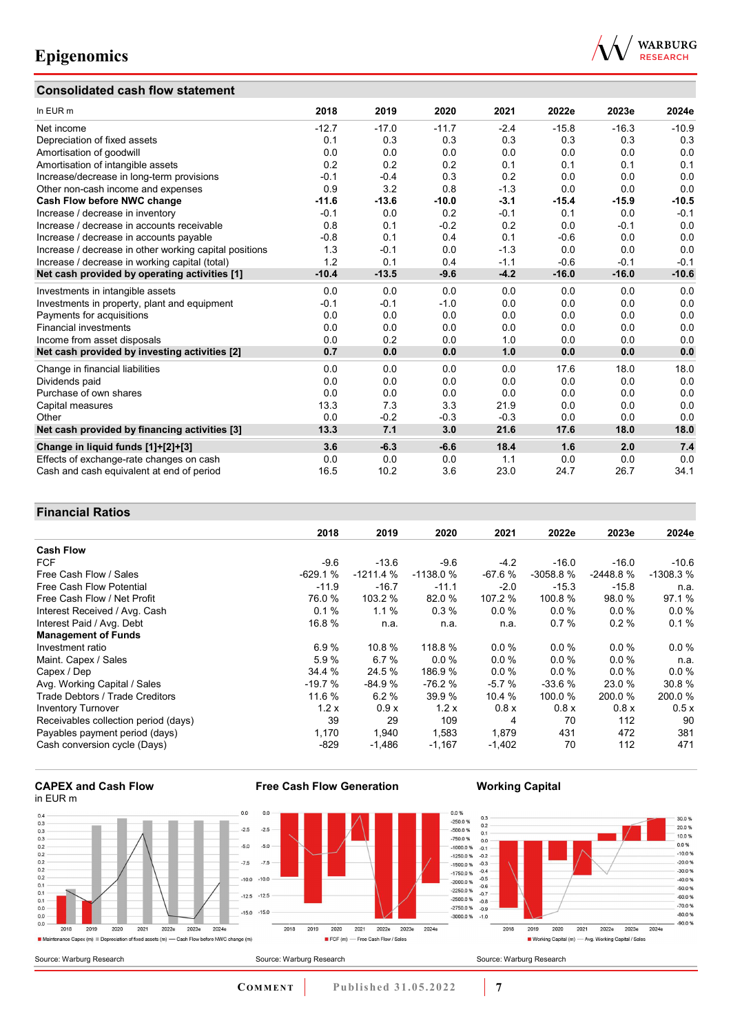## Consolidated cash flow statement

| In EUR m | 2018 | 2019 | 2020 | 2021 | 2022e | 2023e | 2024e |
|---|---|---|---|---|---|---|---|
| Net income | -12.7 | -17.0 | -11.7 | -2.4 | -15.8 | -16.3 | -10.9 |
| Depreciation of fixed assets | 0.1 | 0.3 | 0.3 | 0.3 | 0.3 | 0.3 | 0.3 |
| Amortisation of goodwill | 0.0 | 0.0 | 0.0 | 0.0 | 0.0 | 0.0 | 0.0 |
| Amortisation of intangible assets | 0.2 | 0.2 | 0.2 | 0.1 | 0.1 | 0.1 | 0.1 |
| Increase/decrease in long-term provisions | -0.1 | -0.4 | 0.3 | 0.2 | 0.0 | 0.0 | 0.0 |
| Other non-cash income and expenses | 0.9 | 3.2 | 0.8 | -1.3 | 0.0 | 0.0 | 0.0 |
| **Cash Flow before NWC change** | **-11.6** | **-13.6** | **-10.0** | **-3.1** | **-15.4** | **-15.9** | **-10.5** |
| Increase / decrease in inventory | -0.1 | 0.0 | 0.2 | -0.1 | 0.1 | 0.0 | -0.1 |
| Increase / decrease in accounts receivable | 0.8 | 0.1 | -0.2 | 0.2 | 0.0 | -0.1 | 0.0 |
| Increase / decrease in accounts payable | -0.8 | 0.1 | 0.4 | 0.1 | -0.6 | 0.0 | 0.0 |
| Increase / decrease in other working capital positions | 1.3 | -0.1 | 0.0 | -1.3 | 0.0 | 0.0 | 0.0 |
| Increase / decrease in working capital (total) | 1.2 | 0.1 | 0.4 | -1.1 | -0.6 | -0.1 | -0.1 |
| **Net cash provided by operating activities [1]** | **-10.4** | **-13.5** | **-9.6** | **-4.2** | **-16.0** | **-16.0** | **-10.6** |
| Investments in intangible assets | 0.0 | 0.0 | 0.0 | 0.0 | 0.0 | 0.0 | 0.0 |
| Investments in property, plant and equipment | -0.1 | -0.1 | -1.0 | 0.0 | 0.0 | 0.0 | 0.0 |
| Payments for acquisitions | 0.0 | 0.0 | 0.0 | 0.0 | 0.0 | 0.0 | 0.0 |
| Financial investments | 0.0 | 0.0 | 0.0 | 0.0 | 0.0 | 0.0 | 0.0 |
| Income from asset disposals | 0.0 | 0.2 | 0.0 | 1.0 | 0.0 | 0.0 | 0.0 |
| **Net cash provided by investing activities [2]** | **0.7** | **0.0** | **0.0** | **1.0** | **0.0** | **0.0** | **0.0** |
| Change in financial liabilities | 0.0 | 0.0 | 0.0 | 0.0 | 17.6 | 18.0 | 18.0 |
| Dividends paid | 0.0 | 0.0 | 0.0 | 0.0 | 0.0 | 0.0 | 0.0 |
| Purchase of own shares | 0.0 | 0.0 | 0.0 | 0.0 | 0.0 | 0.0 | 0.0 |
| Capital measures | 13.3 | 7.3 | 3.3 | 21.9 | 0.0 | 0.0 | 0.0 |
| Other | 0.0 | -0.2 | -0.3 | -0.3 | 0.0 | 0.0 | 0.0 |
| **Net cash provided by financing activities [3]** | **13.3** | **7.1** | **3.0** | **21.6** | **17.6** | **18.0** | **18.0** |
| **Change in liquid funds [1]+[2]+[3]** | **3.6** | **-6.3** | **-6.6** | **18.4** | **1.6** | **2.0** | **7.4** |
| Effects of exchange-rate changes on cash | 0.0 | 0.0 | 0.0 | 1.1 | 0.0 | 0.0 | 0.0 |
| Cash and cash equivalent at end of period | 16.5 | 10.2 | 3.6 | 23.0 | 24.7 | 26.7 | 34.1 |

## Financial Ratios

| | 2018 | 2019 | 2020 | 2021 | 2022e | 2023e | 2024e |
|---|---|---|---|---|---|---|---|
| **Cash Flow** | | | | | | | |
| FCF | -9.6 | -13.6 | -9.6 | -4.2 | -16.0 | -16.0 | -10.6 |
| Free Cash Flow / Sales | -629.1 % | -1211.4 % | -1138.0 % | -67.6 % | -3058.8 % | -2448.8 % | -1308.3 % |
| Free Cash Flow Potential | -11.9 | -16.7 | -11.1 | -2.0 | -15.3 | -15.8 | n.a. |
| Free Cash Flow / Net Profit | 76.0 % | 103.2 % | 82.0 % | 107.2 % | 100.8 % | 98.0 % | 97.1 % |
| Interest Received / Avg. Cash | 0.1 % | 1.1 % | 0.3 % | 0.0 % | 0.0 % | 0.0 % | 0.0 % |
| Interest Paid / Avg. Debt | 16.8 % | n.a. | n.a. | n.a. | 0.7 % | 0.2 % | 0.1 % |
| **Management of Funds** | | | | | | | |
| Investment ratio | 6.9 % | 10.8 % | 118.8 % | 0.0 % | 0.0 % | 0.0 % | 0.0 % |
| Maint. Capex / Sales | 5.9 % | 6.7 % | 0.0 % | 0.0 % | 0.0 % | 0.0 % | n.a. |
| Capex / Dep | 34.4 % | 24.5 % | 186.9 % | 0.0 % | 0.0 % | 0.0 % | 0.0 % |
| Avg. Working Capital / Sales | -19.7 % | -84.9 % | -76.2 % | -5.7 % | -33.6 % | 23.0 % | 30.8 % |
| Trade Debtors / Trade Creditors | 11.6 % | 6.2 % | 39.9 % | 10.4 % | 100.0 % | 200.0 % | 200.0 % |
| Inventory Turnover | 1.2 x | 0.9 x | 1.2 x | 0.8 x | 0.8 x | 0.8 x | 0.5 x |
| Receivables collection period (days) | 39 | 29 | 109 | 4 | 70 | 112 | 90 |
| Payables payment period (days) | 1,170 | 1,940 | 1,583 | 1,879 | 431 | 472 | 381 |
| Cash conversion cycle (Days) | -829 | -1,486 | -1,167 | -1,402 | 70 | 112 | 471 |

**CAPEX and Cash Flow**
in EUR m

Maintenance Capex (m) | Depreciation of fixed assets (m) | Cash Flow before NWC change (m)

Source: Warburg Research

**Free Cash Flow Generation**

FCF (m) | Free Cash Flow / Sales

Source: Warburg Research

**Working Capital**

Working Capital (m) | Avg. Working Capital / Sales

Source: Warburg Research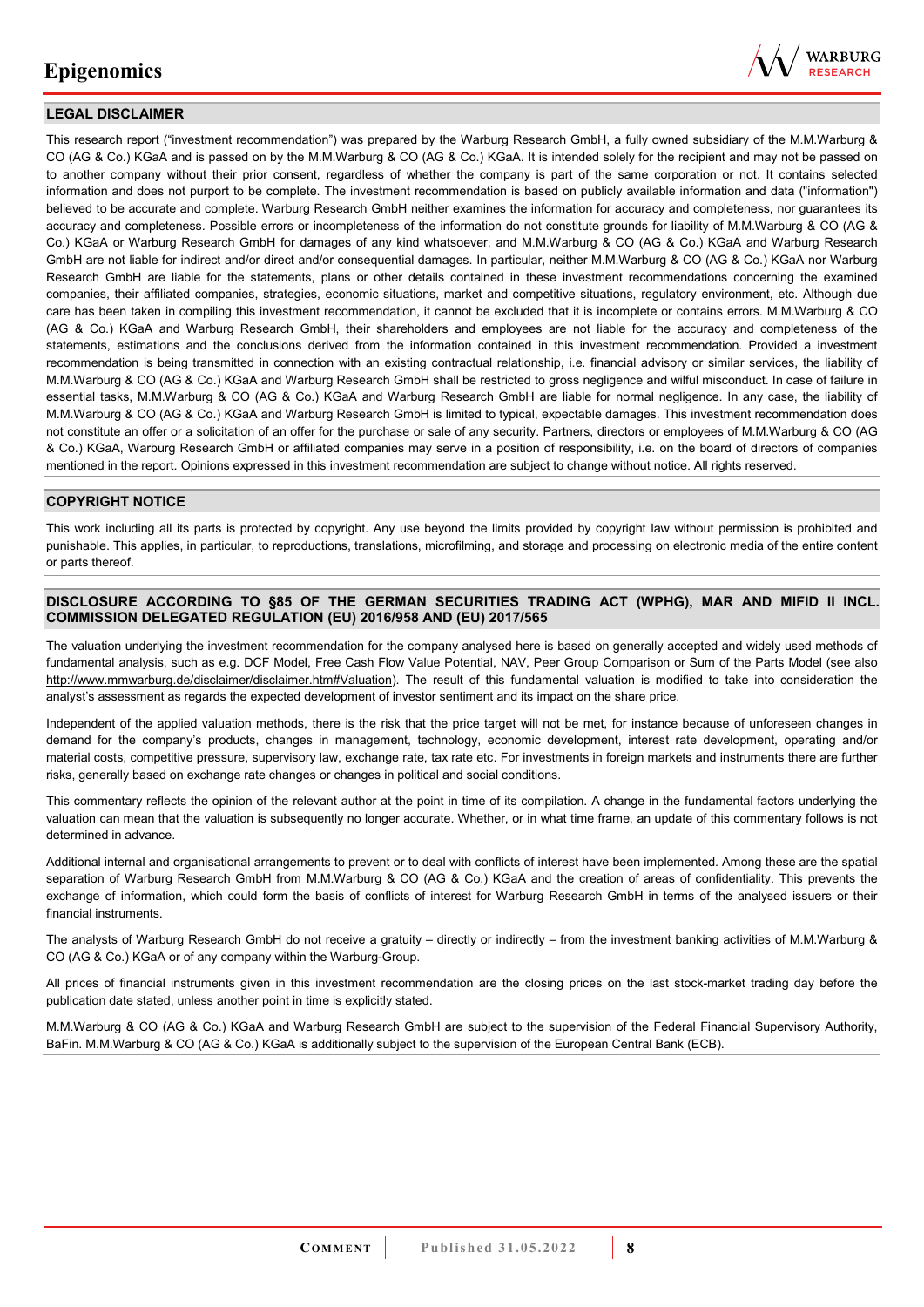## LEGAL DISCLAIMER

This research report ("investment recommendation") was prepared by the Warburg Research GmbH, a fully owned subsidiary of the M.M.Warburg & CO (AG & Co.) KGaA and is passed on by the M.M.Warburg & CO (AG & Co.) KGaA. It is intended solely for the recipient and may not be passed on to another company without their prior consent, regardless of whether the company is part of the same corporation or not. It contains selected information and does not purport to be complete. The investment recommendation is based on publicly available information and data ("information") believed to be accurate and complete. Warburg Research GmbH neither examines the information for accuracy and completeness, nor guarantees its accuracy and completeness. Possible errors or incompleteness of the information do not constitute grounds for liability of M.M.Warburg & CO (AG & Co.) KGaA or Warburg Research GmbH for damages of any kind whatsoever, and M.M.Warburg & CO (AG & Co.) KGaA and Warburg Research GmbH are not liable for indirect and/or direct and/or consequential damages. In particular, neither M.M.Warburg & CO (AG & Co.) KGaA nor Warburg Research GmbH are liable for the statements, plans or other details contained in these investment recommendations concerning the examined companies, their affiliated companies, strategies, economic situations, market and competitive situations, regulatory environment, etc. Although due care has been taken in compiling this investment recommendation, it cannot be excluded that it is incomplete or contains errors. M.M.Warburg & CO (AG & Co.) KGaA and Warburg Research GmbH, their shareholders and employees are not liable for the accuracy and completeness of the statements, estimations and the conclusions derived from the information contained in this investment recommendation. Provided a investment recommendation is being transmitted in connection with an existing contractual relationship, i.e. financial advisory or similar services, the liability of M.M.Warburg & CO (AG & Co.) KGaA and Warburg Research GmbH shall be restricted to gross negligence and wilful misconduct. In case of failure in essential tasks, M.M.Warburg & CO (AG & Co.) KGaA and Warburg Research GmbH are liable for normal negligence. In any case, the liability of M.M.Warburg & CO (AG & Co.) KGaA and Warburg Research GmbH is limited to typical, expectable damages. This investment recommendation does not constitute an offer or a solicitation of an offer for the purchase or sale of any security. Partners, directors or employees of M.M.Warburg & CO (AG & Co.) KGaA, Warburg Research GmbH or affiliated companies may serve in a position of responsibility, i.e. on the board of directors of companies mentioned in the report. Opinions expressed in this investment recommendation are subject to change without notice. All rights reserved.

## COPYRIGHT NOTICE

This work including all its parts is protected by copyright. Any use beyond the limits provided by copyright law without permission is prohibited and punishable. This applies, in particular, to reproductions, translations, microfilming, and storage and processing on electronic media of the entire content or parts thereof.

## DISCLOSURE ACCORDING TO §85 OF THE GERMAN SECURITIES TRADING ACT (WPHG), MAR AND MIFID II INCL. COMMISSION DELEGATED REGULATION (EU) 2016/958 AND (EU) 2017/565

The valuation underlying the investment recommendation for the company analysed here is based on generally accepted and widely used methods of fundamental analysis, such as e.g. DCF Model, Free Cash Flow Value Potential, NAV, Peer Group Comparison or Sum of the Parts Model (see also http://www.mmwarburg.de/disclaimer/disclaimer.htm#Valuation). The result of this fundamental valuation is modified to take into consideration the analyst's assessment as regards the expected development of investor sentiment and its impact on the share price.

Independent of the applied valuation methods, there is the risk that the price target will not be met, for instance because of unforeseen changes in demand for the company's products, changes in management, technology, economic development, interest rate development, operating and/or material costs, competitive pressure, supervisory law, exchange rate, tax rate etc. For investments in foreign markets and instruments there are further risks, generally based on exchange rate changes or changes in political and social conditions.

This commentary reflects the opinion of the relevant author at the point in time of its compilation. A change in the fundamental factors underlying the valuation can mean that the valuation is subsequently no longer accurate. Whether, or in what time frame, an update of this commentary follows is not determined in advance.

Additional internal and organisational arrangements to prevent or to deal with conflicts of interest have been implemented. Among these are the spatial separation of Warburg Research GmbH from M.M.Warburg & CO (AG & Co.) KGaA and the creation of areas of confidentiality. This prevents the exchange of information, which could form the basis of conflicts of interest for Warburg Research GmbH in terms of the analysed issuers or their financial instruments.

The analysts of Warburg Research GmbH do not receive a gratuity – directly or indirectly – from the investment banking activities of M.M.Warburg & CO (AG & Co.) KGaA or of any company within the Warburg-Group.

All prices of financial instruments given in this investment recommendation are the closing prices on the last stock-market trading day before the publication date stated, unless another point in time is explicitly stated.

M.M.Warburg & CO (AG & Co.) KGaA and Warburg Research GmbH are subject to the supervision of the Federal Financial Supervisory Authority, BaFin. M.M.Warburg & CO (AG & Co.) KGaA is additionally subject to the supervision of the European Central Bank (ECB).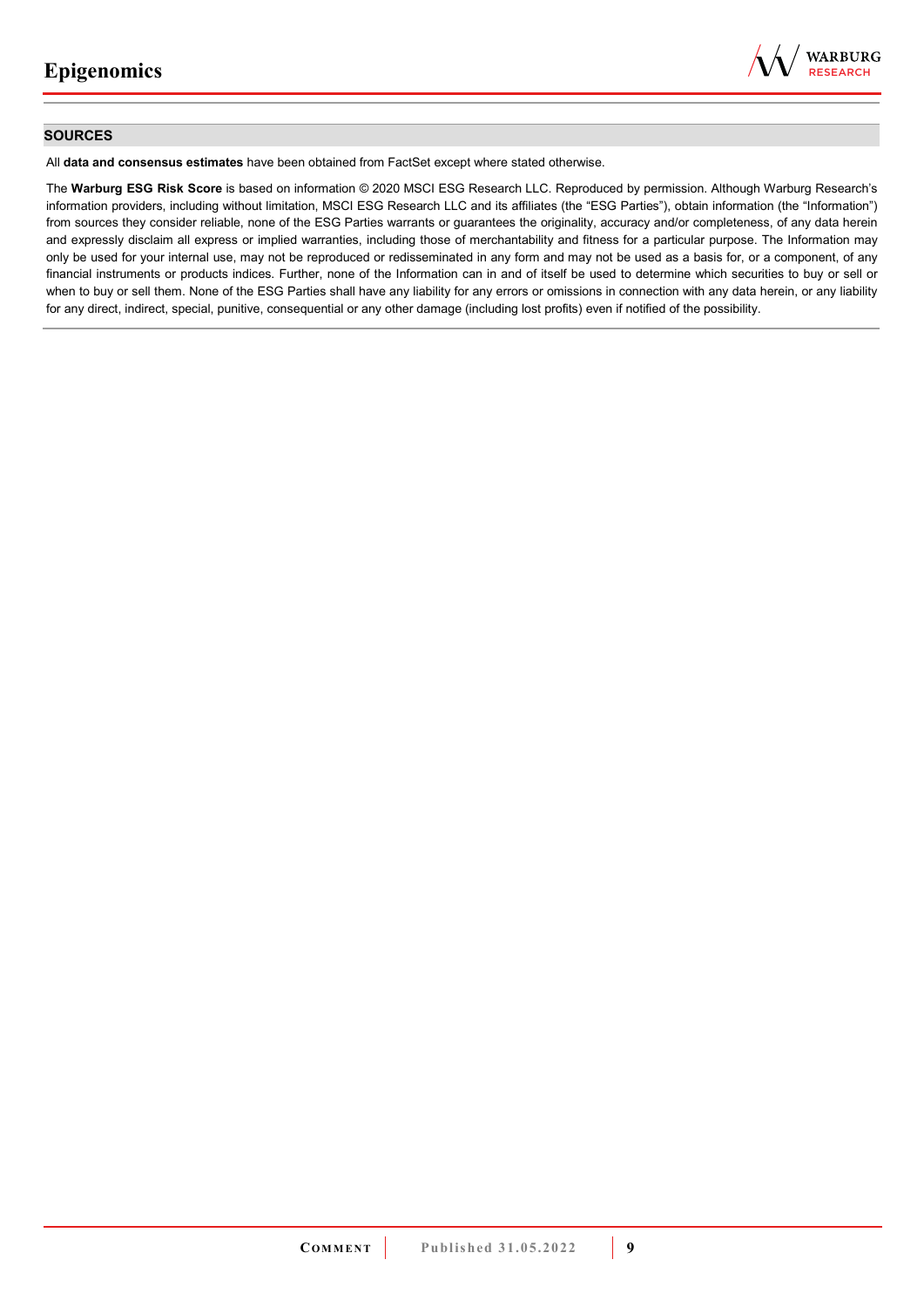## SOURCES

All **data and consensus estimates** have been obtained from FactSet except where stated otherwise.

The **Warburg ESG Risk Score** is based on information © 2020 MSCI ESG Research LLC. Reproduced by permission. Although Warburg Research's information providers, including without limitation, MSCI ESG Research LLC and its affiliates (the "ESG Parties"), obtain information (the "Information") from sources they consider reliable, none of the ESG Parties warrants or guarantees the originality, accuracy and/or completeness, of any data herein and expressly disclaim all express or implied warranties, including those of merchantability and fitness for a particular purpose. The Information may only be used for your internal use, may not be reproduced or redisseminated in any form and may not be used as a basis for, or a component, of any financial instruments or products indices. Further, none of the Information can in and of itself be used to determine which securities to buy or sell or when to buy or sell them. None of the ESG Parties shall have any liability for any errors or omissions in connection with any data herein, or any liability for any direct, indirect, special, punitive, consequential or any other damage (including lost profits) even if notified of the possibility.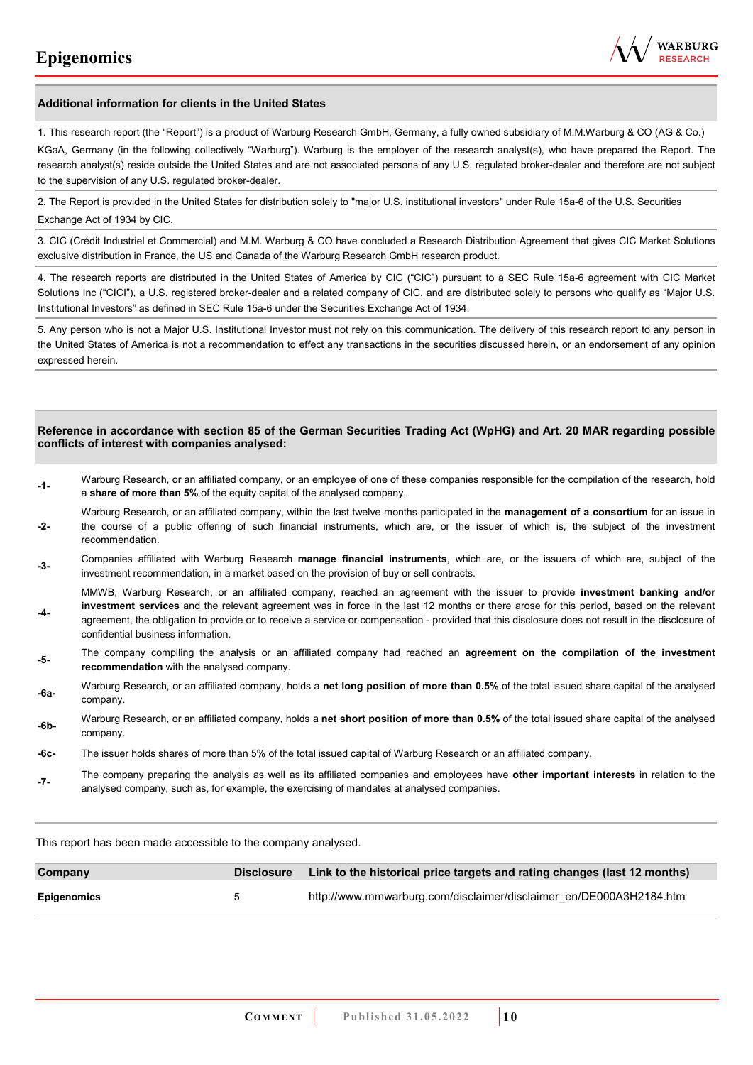## Additional information for clients in the United States

1. This research report (the "Report") is a product of Warburg Research GmbH, Germany, a fully owned subsidiary of M.M.Warburg & CO (AG & Co.) KGaA, Germany (in the following collectively "Warburg"). Warburg is the employer of the research analyst(s), who have prepared the Report. The research analyst(s) reside outside the United States and are not associated persons of any U.S. regulated broker-dealer and therefore are not subject to the supervision of any U.S. regulated broker-dealer.

2. The Report is provided in the United States for distribution solely to "major U.S. institutional investors" under Rule 15a-6 of the U.S. Securities Exchange Act of 1934 by CIC.

3. CIC (Crédit Industriel et Commercial) and M.M. Warburg & CO have concluded a Research Distribution Agreement that gives CIC Market Solutions exclusive distribution in France, the US and Canada of the Warburg Research GmbH research product.

4. The research reports are distributed in the United States of America by CIC ("CIC") pursuant to a SEC Rule 15a-6 agreement with CIC Market Solutions Inc ("CICI"), a U.S. registered broker-dealer and a related company of CIC, and are distributed solely to persons who qualify as "Major U.S. Institutional Investors" as defined in SEC Rule 15a-6 under the Securities Exchange Act of 1934.

5. Any person who is not a Major U.S. Institutional Investor must not rely on this communication. The delivery of this research report to any person in the United States of America is not a recommendation to effect any transactions in the securities discussed herein, or an endorsement of any opinion expressed herein.

## Reference in accordance with section 85 of the German Securities Trading Act (WpHG) and Art. 20 MAR regarding possible conflicts of interest with companies analysed:

| | |
|---|---|
| -1- | Warburg Research, or an affiliated company, or an employee of one of these companies responsible for the compilation of the research, hold a **share of more than 5%** of the equity capital of the analysed company. |
| -2- | Warburg Research, or an affiliated company, within the last twelve months participated in the **management of a consortium** for an issue in the course of a public offering of such financial instruments, which are, or the issuer of which is, the subject of the investment recommendation. |
| -3- | Companies affiliated with Warburg Research **manage financial instruments**, which are, or the issuers of which are, subject of the investment recommendation, in a market based on the provision of buy or sell contracts. |
| -4- | MMWB, Warburg Research, or an affiliated company, reached an agreement with the issuer to provide **investment banking and/or investment services** and the relevant agreement was in force in the last 12 months or there arose for this period, based on the relevant agreement, the obligation to provide or to receive a service or compensation - provided that this disclosure does not result in the disclosure of confidential business information. |
| -5- | The company compiling the analysis or an affiliated company had reached an **agreement on the compilation of the investment recommendation** with the analysed company. |
| -6a- | Warburg Research, or an affiliated company, holds a **net long position of more than 0.5%** of the total issued share capital of the analysed company. |
| -6b- | Warburg Research, or an affiliated company, holds a **net short position of more than 0.5%** of the total issued share capital of the analysed company. |
| -6c- | The issuer holds shares of more than 5% of the total issued capital of Warburg Research or an affiliated company. |
| -7- | The company preparing the analysis as well as its affiliated companies and employees have **other important interests** in relation to the analysed company, such as, for example, the exercising of mandates at analysed companies. |

This report has been made accessible to the company analysed.

| Company | Disclosure | Link to the historical price targets and rating changes (last 12 months) |
|---|---|---|
| Epigenomics | 5 | http://www.mmwarburg.com/disclaimer/disclaimer_en/DE000A3H2184.htm |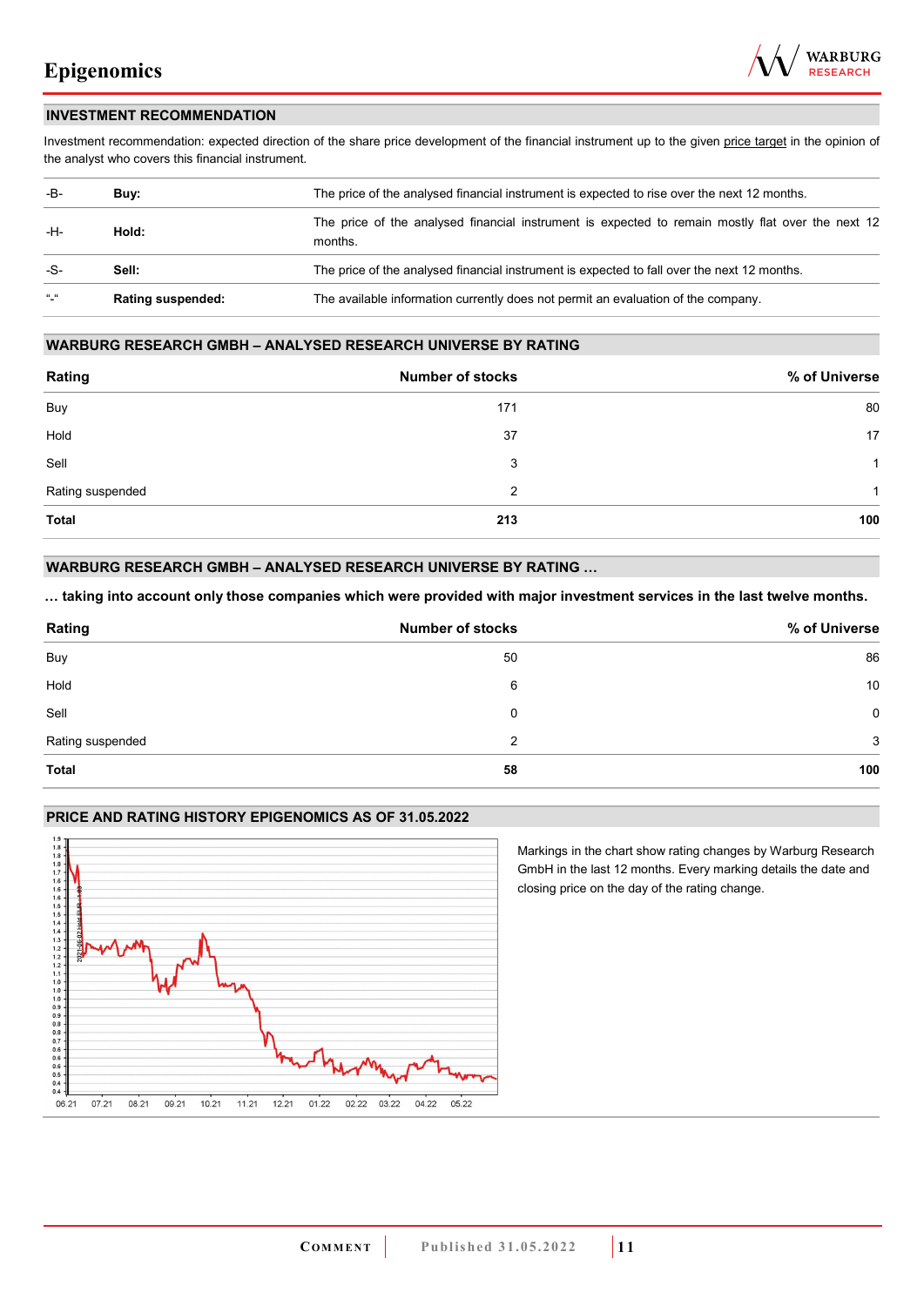## INVESTMENT RECOMMENDATION

Investment recommendation: expected direction of the share price development of the financial instrument up to the given price target in the opinion of the analyst who covers this financial instrument.

| | | |
|---|---|---|
| -B- | **Buy:** | The price of the analysed financial instrument is expected to rise over the next 12 months. |
| -H- | **Hold:** | The price of the analysed financial instrument is expected to remain mostly flat over the next 12 months. |
| -S- | **Sell:** | The price of the analysed financial instrument is expected to fall over the next 12 months. |
| "-" | **Rating suspended:** | The available information currently does not permit an evaluation of the company. |

## WARBURG RESEARCH GMBH – ANALYSED RESEARCH UNIVERSE BY RATING

| Rating | Number of stocks | % of Universe |
|---|---|---|
| Buy | 171 | 80 |
| Hold | 37 | 17 |
| Sell | 3 | 1 |
| Rating suspended | 2 | 1 |
| **Total** | **213** | **100** |

## WARBURG RESEARCH GMBH – ANALYSED RESEARCH UNIVERSE BY RATING …

**… taking into account only those companies which were provided with major investment services in the last twelve months.**

| Rating | Number of stocks | % of Universe |
|---|---|---|
| Buy | 50 | 86 |
| Hold | 6 | 10 |
| Sell | 0 | 0 |
| Rating suspended | 2 | 3 |
| **Total** | **58** | **100** |

## PRICE AND RATING HISTORY EPIGENOMICS AS OF 31.05.2022

Markings in the chart show rating changes by Warburg Research GmbH in the last 12 months. Every marking details the date and closing price on the day of the rating change.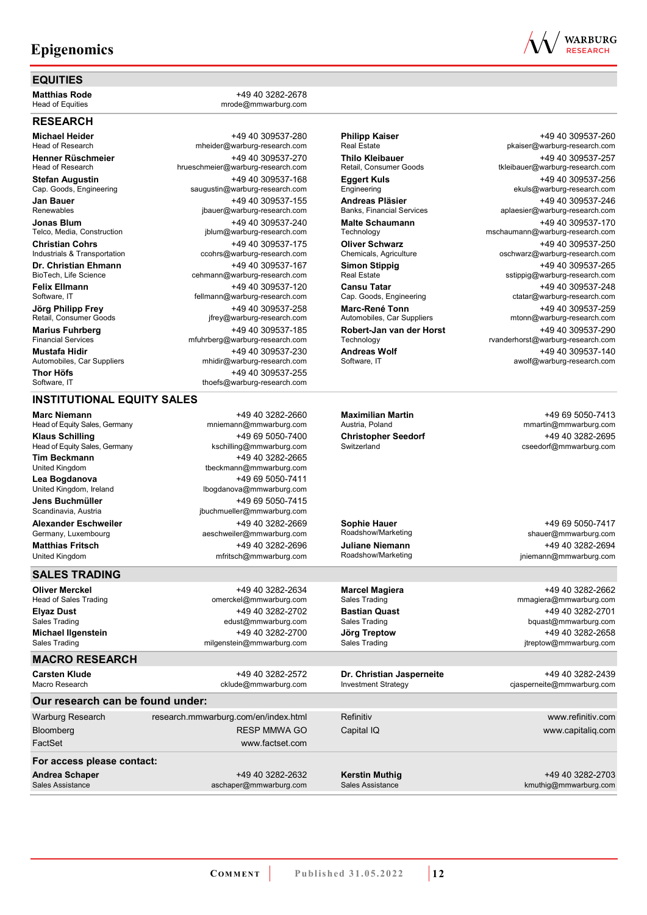## EQUITIES

**Matthias Rode** +49 40 3282-2678
Head of Equities mrode@mmwarburg.com

## RESEARCH

**Michael Heider** +49 40 309537-280
Head of Research mheider@warburg-research.com

**Henner Rüschmeier** +49 40 309537-270
Head of Research hrueschmeier@warburg-research.com

**Stefan Augustin** +49 40 309537-168
Cap. Goods, Engineering saugustin@warburg-research.com

**Jan Bauer** +49 40 309537-155
Renewables jbauer@warburg-research.com

**Jonas Blum** +49 40 309537-240
Telco, Media, Construction jblum@warburg-research.com

**Christian Cohrs** +49 40 309537-175
Industrials & Transportation ccohrs@warburg-research.com

**Dr. Christian Ehmann** +49 40 309537-167
BioTech, Life Science cehmann@warburg-research.com

**Felix Ellmann** +49 40 309537-120
Software, IT fellmann@warburg-research.com

**Jörg Philipp Frey** +49 40 309537-258
Retail, Consumer Goods jfrey@warburg-research.com

**Marius Fuhrberg** +49 40 309537-185
Financial Services mfuhrberg@warburg-research.com

**Mustafa Hidir** +49 40 309537-230
Automobiles, Car Suppliers mhidir@warburg-research.com

**Thor Höfs** +49 40 309537-255
Software, IT thoefs@warburg-research.com

**Philipp Kaiser** +49 40 309537-260
Real Estate pkaiser@warburg-research.com

**Thilo Kleibauer** +49 40 309537-257
Retail, Consumer Goods tkleibauer@warburg-research.com

**Eggert Kuls** +49 40 309537-256
Engineering ekuls@warburg-research.com

**Andreas Pläsier** +49 40 309537-246
Banks, Financial Services aplaesier@warburg-research.com

**Malte Schaumann** +49 40 309537-170
Technology mschaumann@warburg-research.com

**Oliver Schwarz** +49 40 309537-250
Chemicals, Agriculture oschwarz@warburg-research.com

**Simon Stippig** +49 40 309537-265
Real Estate sstippig@warburg-research.com

**Cansu Tatar** +49 40 309537-248
Cap. Goods, Engineering ctatar@warburg-research.com

**Marc-René Tonn** +49 40 309537-259
Automobiles, Car Suppliers mtonn@warburg-research.com

**Robert-Jan van der Horst** +49 40 309537-290
Technology rvanderhorst@warburg-research.com

**Andreas Wolf** +49 40 309537-140
Software, IT awolf@warburg-research.com

## INSTITUTIONAL EQUITY SALES

**Marc Niemann** +49 40 3282-2660
Head of Equity Sales, Germany mniemann@mmwarburg.com

**Klaus Schilling** +49 69 5050-7400
Head of Equity Sales, Germany kschilling@mmwarburg.com

**Tim Beckmann** +49 40 3282-2665
United Kingdom tbeckmann@mmwarburg.com

**Lea Bogdanova** +49 69 5050-7411
United Kingdom, Ireland lbogdanova@mmwarburg.com

**Jens Buchmüller** +49 69 5050-7415
Scandinavia, Austria jbuchmueller@mmwarburg.com

**Alexander Eschweiler** +49 40 3282-2669
Germany, Luxembourg aeschweiler@mmwarburg.com

**Matthias Fritsch** +49 40 3282-2696
United Kingdom mfritsch@mmwarburg.com

**Maximilian Martin** +49 69 5050-7413
Austria, Poland mmartin@mmwarburg.com

**Christopher Seedorf** +49 40 3282-2695
Switzerland cseedorf@mmwarburg.com

**Sophie Hauer** +49 69 5050-7417
Roadshow/Marketing shauer@mmwarburg.com

**Juliane Niemann** +49 40 3282-2694
Roadshow/Marketing jniemann@mmwarburg.com

## SALES TRADING

**Oliver Merckel** +49 40 3282-2634
Head of Sales Trading omerckel@mmwarburg.com

**Elyaz Dust** +49 40 3282-2702
Sales Trading edust@mmwarburg.com

**Michael Ilgenstein** +49 40 3282-2700
Sales Trading milgenstein@mmwarburg.com

**Marcel Magiera** +49 40 3282-2662
Sales Trading mmagiera@mmwarburg.com

**Bastian Quast** +49 40 3282-2701
Sales Trading bquast@mmwarburg.com

**Jörg Treptow** +49 40 3282-2658
Sales Trading jtreptow@mmwarburg.com

## MACRO RESEARCH

**Carsten Klude** +49 40 3282-2572
Macro Research cklude@mmwarburg.com

**Dr. Christian Jasperneite** +49 40 3282-2439
Investment Strategy cjasperneite@mmwarburg.com

## Our research can be found under:

| | | | |
|---|---|---|---|
| Warburg Research | research.mmwarburg.com/en/index.html | Refinitiv | www.refinitiv.com |
| Bloomberg | RESP MMWA GO | Capital IQ | www.capitaliq.com |
| FactSet | www.factset.com | | |

### For access please contact:

**Andrea Schaper** +49 40 3282-2632
Sales Assistance aschaper@mmwarburg.com

**Kerstin Muthig** +49 40 3282-2703
Sales Assistance kmuthig@mmwarburg.com